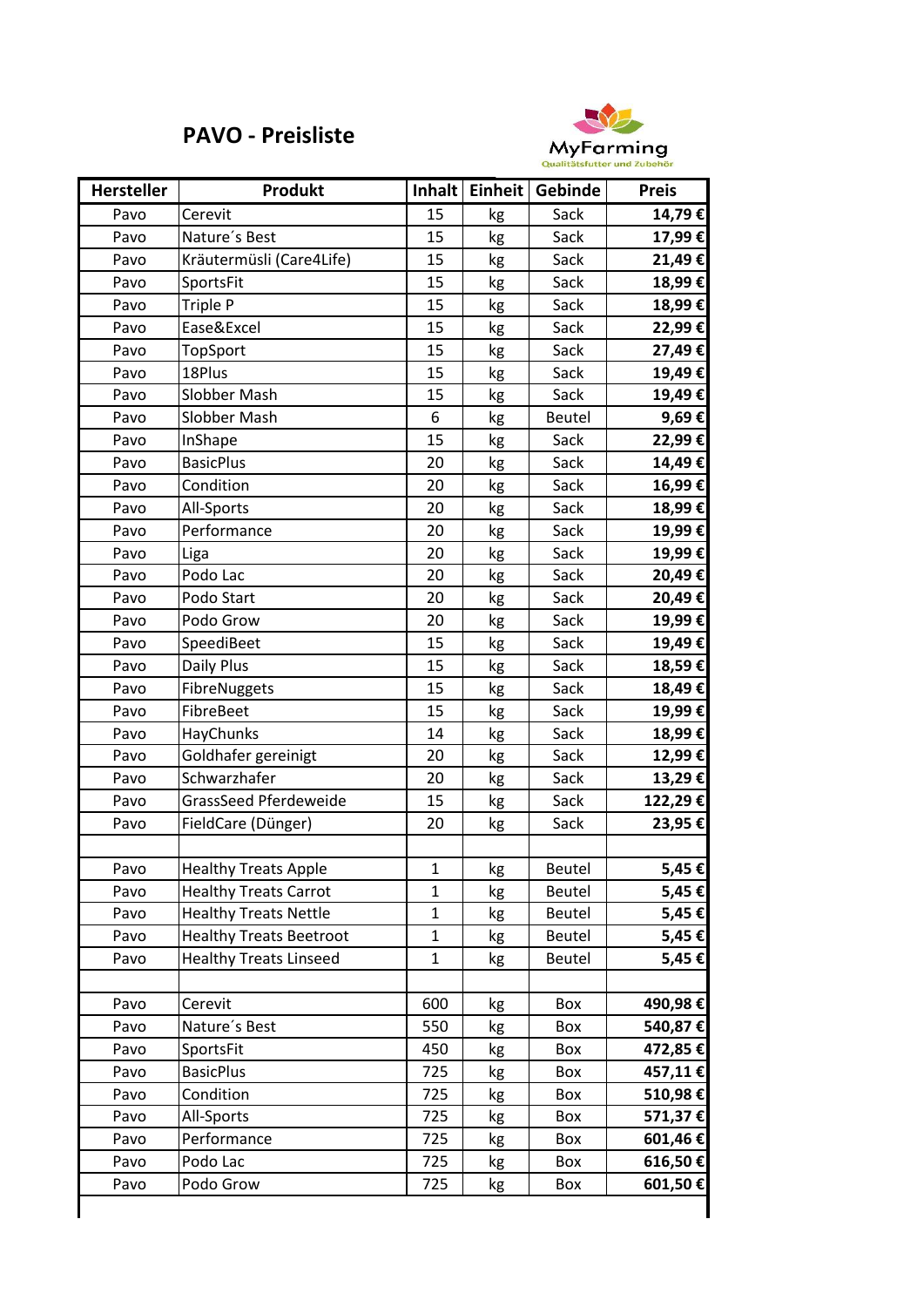# PAVO - Preisliste

MyFarming
Qualitätsfutter und Zubehör

| Hersteller | Produkt | Inhalt | Einheit | Gebinde | Preis |
|---|---|---|---|---|---|
| Pavo | Cerevit | 15 | kg | Sack | **14,79 €** |
| Pavo | Nature´s Best | 15 | kg | Sack | **17,99 €** |
| Pavo | Kräutermüsli (Care4Life) | 15 | kg | Sack | **21,49 €** |
| Pavo | SportsFit | 15 | kg | Sack | **18,99 €** |
| Pavo | Triple P | 15 | kg | Sack | **18,99 €** |
| Pavo | Ease&Excel | 15 | kg | Sack | **22,99 €** |
| Pavo | TopSport | 15 | kg | Sack | **27,49 €** |
| Pavo | 18Plus | 15 | kg | Sack | **19,49 €** |
| Pavo | Slobber Mash | 15 | kg | Sack | **19,49 €** |
| Pavo | Slobber Mash | 6 | kg | Beutel | **9,69 €** |
| Pavo | InShape | 15 | kg | Sack | **22,99 €** |
| Pavo | BasicPlus | 20 | kg | Sack | **14,49 €** |
| Pavo | Condition | 20 | kg | Sack | **16,99 €** |
| Pavo | All-Sports | 20 | kg | Sack | **18,99 €** |
| Pavo | Performance | 20 | kg | Sack | **19,99 €** |
| Pavo | Liga | 20 | kg | Sack | **19,99 €** |
| Pavo | Podo Lac | 20 | kg | Sack | **20,49 €** |
| Pavo | Podo Start | 20 | kg | Sack | **20,49 €** |
| Pavo | Podo Grow | 20 | kg | Sack | **19,99 €** |
| Pavo | SpeediBeet | 15 | kg | Sack | **19,49 €** |
| Pavo | Daily Plus | 15 | kg | Sack | **18,59 €** |
| Pavo | FibreNuggets | 15 | kg | Sack | **18,49 €** |
| Pavo | FibreBeet | 15 | kg | Sack | **19,99 €** |
| Pavo | HayChunks | 14 | kg | Sack | **18,99 €** |
| Pavo | Goldhafer gereinigt | 20 | kg | Sack | **12,99 €** |
| Pavo | Schwarzhafer | 20 | kg | Sack | **13,29 €** |
| Pavo | GrassSeed Pferdeweide | 15 | kg | Sack | **122,29 €** |
| Pavo | FieldCare (Dünger) | 20 | kg | Sack | **23,95 €** |
| | | | | | |
| Pavo | Healthy Treats Apple | 1 | kg | Beutel | **5,45 €** |
| Pavo | Healthy Treats Carrot | 1 | kg | Beutel | **5,45 €** |
| Pavo | Healthy Treats Nettle | 1 | kg | Beutel | **5,45 €** |
| Pavo | Healthy Treats Beetroot | 1 | kg | Beutel | **5,45 €** |
| Pavo | Healthy Treats Linseed | 1 | kg | Beutel | **5,45 €** |
| | | | | | |
| Pavo | Cerevit | 600 | kg | Box | **490,98 €** |
| Pavo | Nature´s Best | 550 | kg | Box | **540,87 €** |
| Pavo | SportsFit | 450 | kg | Box | **472,85 €** |
| Pavo | BasicPlus | 725 | kg | Box | **457,11 €** |
| Pavo | Condition | 725 | kg | Box | **510,98 €** |
| Pavo | All-Sports | 725 | kg | Box | **571,37 €** |
| Pavo | Performance | 725 | kg | Box | **601,46 €** |
| Pavo | Podo Lac | 725 | kg | Box | **616,50 €** |
| Pavo | Podo Grow | 725 | kg | Box | **601,50 €** |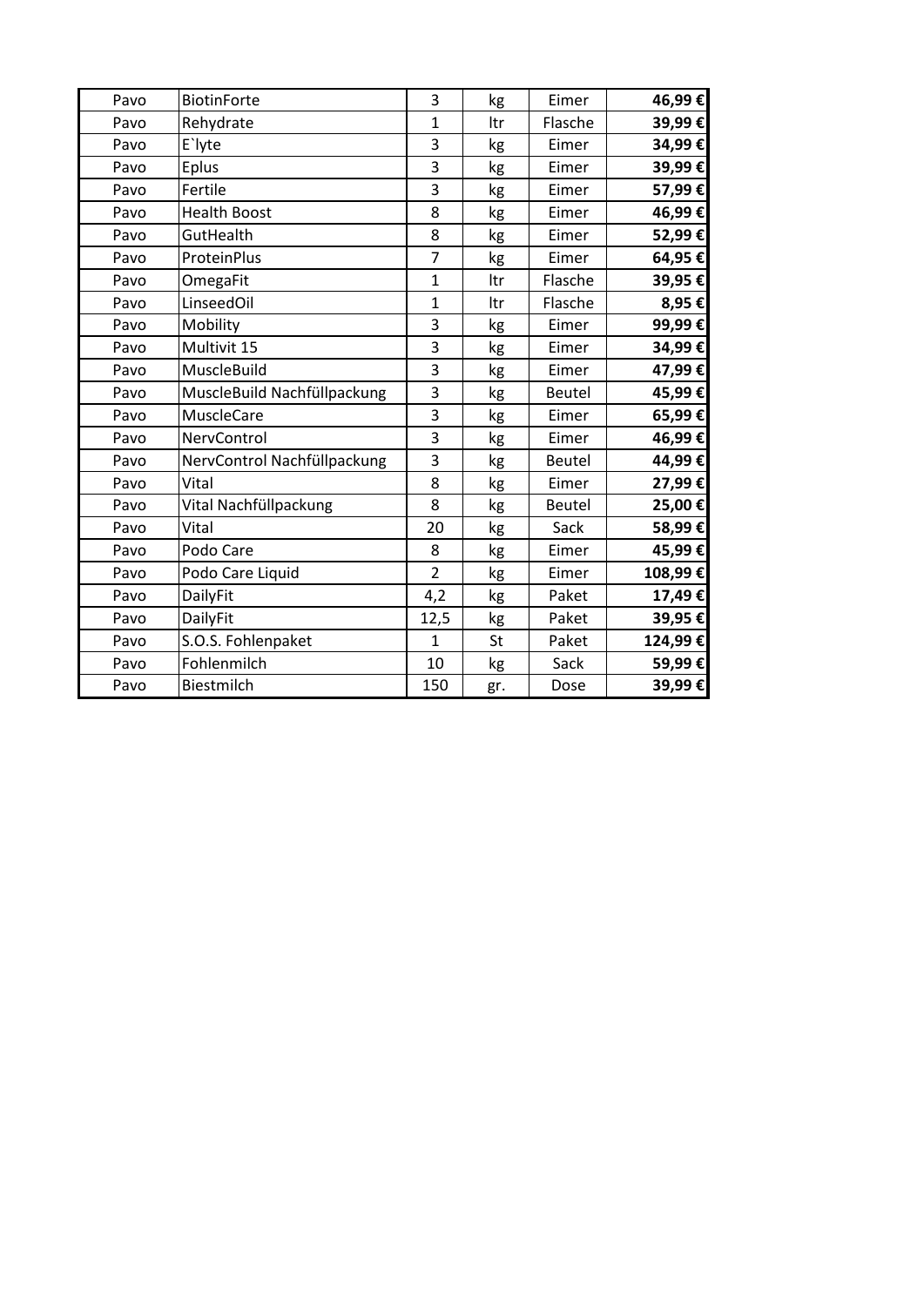| | | | | | |
|---|---|---|---|---|---|
| Pavo | BiotinForte | 3 | kg | Eimer | **46,99 €** |
| Pavo | Rehydrate | 1 | ltr | Flasche | **39,99 €** |
| Pavo | E`lyte | 3 | kg | Eimer | **34,99 €** |
| Pavo | Eplus | 3 | kg | Eimer | **39,99 €** |
| Pavo | Fertile | 3 | kg | Eimer | **57,99 €** |
| Pavo | Health Boost | 8 | kg | Eimer | **46,99 €** |
| Pavo | GutHealth | 8 | kg | Eimer | **52,99 €** |
| Pavo | ProteinPlus | 7 | kg | Eimer | **64,95 €** |
| Pavo | OmegaFit | 1 | ltr | Flasche | **39,95 €** |
| Pavo | LinseedOil | 1 | ltr | Flasche | **8,95 €** |
| Pavo | Mobility | 3 | kg | Eimer | **99,99 €** |
| Pavo | Multivit 15 | 3 | kg | Eimer | **34,99 €** |
| Pavo | MuscleBuild | 3 | kg | Eimer | **47,99 €** |
| Pavo | MuscleBuild Nachfüllpackung | 3 | kg | Beutel | **45,99 €** |
| Pavo | MuscleCare | 3 | kg | Eimer | **65,99 €** |
| Pavo | NervControl | 3 | kg | Eimer | **46,99 €** |
| Pavo | NervControl Nachfüllpackung | 3 | kg | Beutel | **44,99 €** |
| Pavo | Vital | 8 | kg | Eimer | **27,99 €** |
| Pavo | Vital Nachfüllpackung | 8 | kg | Beutel | **25,00 €** |
| Pavo | Vital | 20 | kg | Sack | **58,99 €** |
| Pavo | Podo Care | 8 | kg | Eimer | **45,99 €** |
| Pavo | Podo Care Liquid | 2 | kg | Eimer | **108,99 €** |
| Pavo | DailyFit | 4,2 | kg | Paket | **17,49 €** |
| Pavo | DailyFit | 12,5 | kg | Paket | **39,95 €** |
| Pavo | S.O.S. Fohlenpaket | 1 | St | Paket | **124,99 €** |
| Pavo | Fohlenmilch | 10 | kg | Sack | **59,99 €** |
| Pavo | Biestmilch | 150 | gr. | Dose | **39,99 €** |